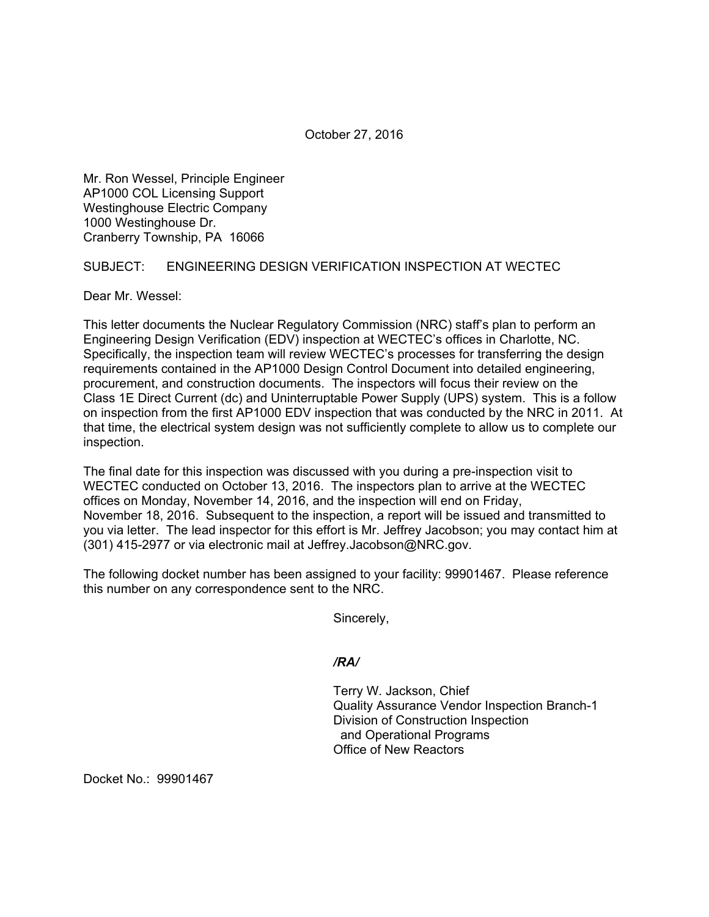October 27, 2016

Mr. Ron Wessel, Principle Engineer
AP1000 COL Licensing Support
Westinghouse Electric Company
1000 Westinghouse Dr.
Cranberry Township, PA 16066

SUBJECT: ENGINEERING DESIGN VERIFICATION INSPECTION AT WECTEC

Dear Mr. Wessel:

This letter documents the Nuclear Regulatory Commission (NRC) staff's plan to perform an Engineering Design Verification (EDV) inspection at WECTEC's offices in Charlotte, NC. Specifically, the inspection team will review WECTEC's processes for transferring the design requirements contained in the AP1000 Design Control Document into detailed engineering, procurement, and construction documents. The inspectors will focus their review on the Class 1E Direct Current (dc) and Uninterruptable Power Supply (UPS) system. This is a follow on inspection from the first AP1000 EDV inspection that was conducted by the NRC in 2011. At that time, the electrical system design was not sufficiently complete to allow us to complete our inspection.

The final date for this inspection was discussed with you during a pre-inspection visit to WECTEC conducted on October 13, 2016. The inspectors plan to arrive at the WECTEC offices on Monday, November 14, 2016, and the inspection will end on Friday, November 18, 2016. Subsequent to the inspection, a report will be issued and transmitted to you via letter. The lead inspector for this effort is Mr. Jeffrey Jacobson; you may contact him at (301) 415-2977 or via electronic mail at Jeffrey.Jacobson@NRC.gov.

The following docket number has been assigned to your facility: 99901467. Please reference this number on any correspondence sent to the NRC.

Sincerely,

*/RA/*

Terry W. Jackson, Chief
Quality Assurance Vendor Inspection Branch-1
Division of Construction Inspection
and Operational Programs
Office of New Reactors

Docket No.: 99901467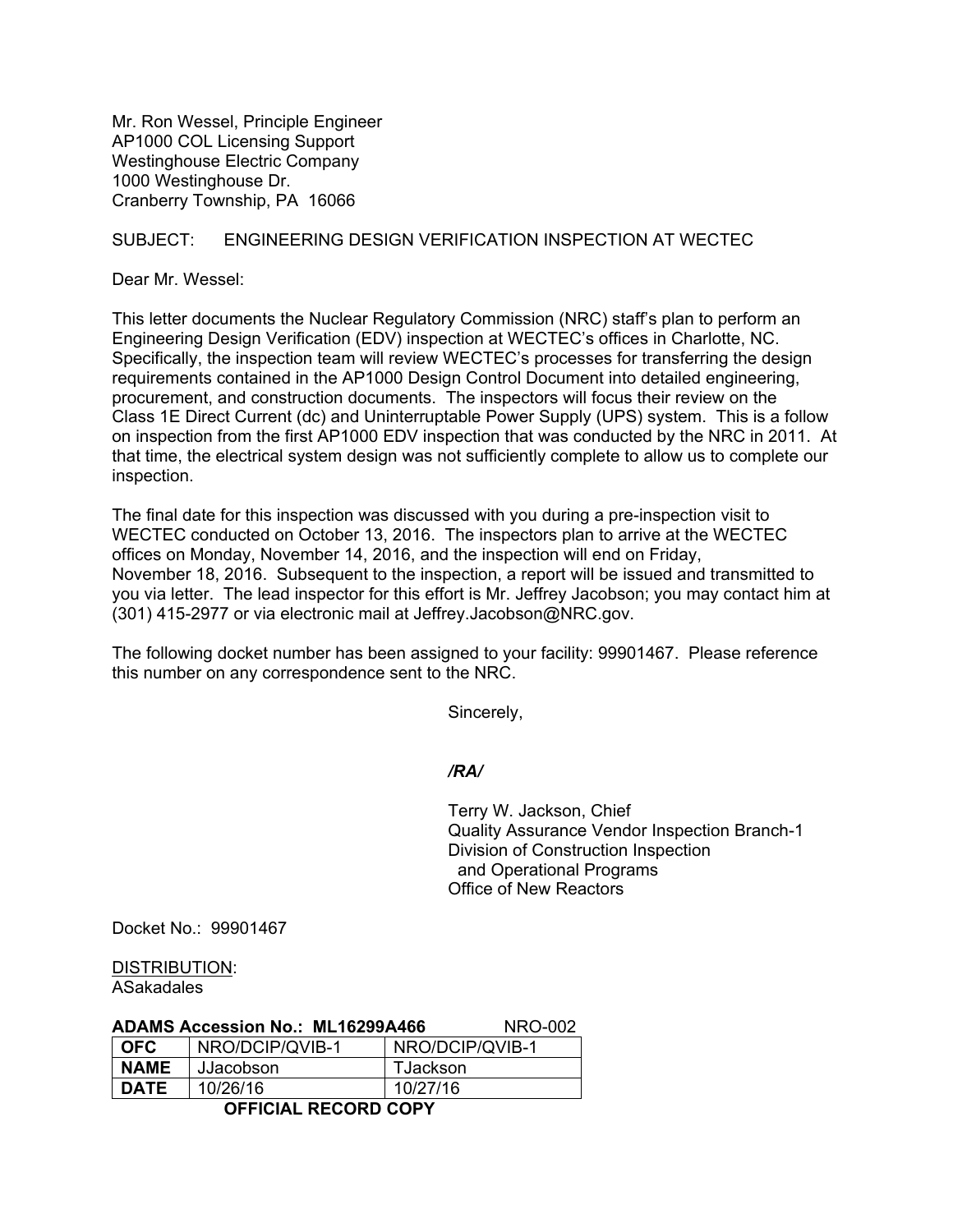Mr. Ron Wessel, Principle Engineer
AP1000 COL Licensing Support
Westinghouse Electric Company
1000 Westinghouse Dr.
Cranberry Township, PA 16066

SUBJECT: ENGINEERING DESIGN VERIFICATION INSPECTION AT WECTEC

Dear Mr. Wessel:

This letter documents the Nuclear Regulatory Commission (NRC) staff's plan to perform an Engineering Design Verification (EDV) inspection at WECTEC's offices in Charlotte, NC. Specifically, the inspection team will review WECTEC's processes for transferring the design requirements contained in the AP1000 Design Control Document into detailed engineering, procurement, and construction documents. The inspectors will focus their review on the Class 1E Direct Current (dc) and Uninterruptable Power Supply (UPS) system. This is a follow on inspection from the first AP1000 EDV inspection that was conducted by the NRC in 2011. At that time, the electrical system design was not sufficiently complete to allow us to complete our inspection.

The final date for this inspection was discussed with you during a pre-inspection visit to WECTEC conducted on October 13, 2016. The inspectors plan to arrive at the WECTEC offices on Monday, November 14, 2016, and the inspection will end on Friday, November 18, 2016. Subsequent to the inspection, a report will be issued and transmitted to you via letter. The lead inspector for this effort is Mr. Jeffrey Jacobson; you may contact him at (301) 415-2977 or via electronic mail at Jeffrey.Jacobson@NRC.gov.

The following docket number has been assigned to your facility: 99901467. Please reference this number on any correspondence sent to the NRC.

Sincerely,

*/RA/*

Terry W. Jackson, Chief
Quality Assurance Vendor Inspection Branch-1
Division of Construction Inspection
and Operational Programs
Office of New Reactors

Docket No.: 99901467

DISTRIBUTION:
ASakadales

**ADAMS Accession No.: ML16299A466** NRO-002

| **OFC** | NRO/DCIP/QVIB-1 | NRO/DCIP/QVIB-1 |
|---|---|---|
| **NAME** | JJacobson | TJackson |
| **DATE** | 10/26/16 | 10/27/16 |

**OFFICIAL RECORD COPY**